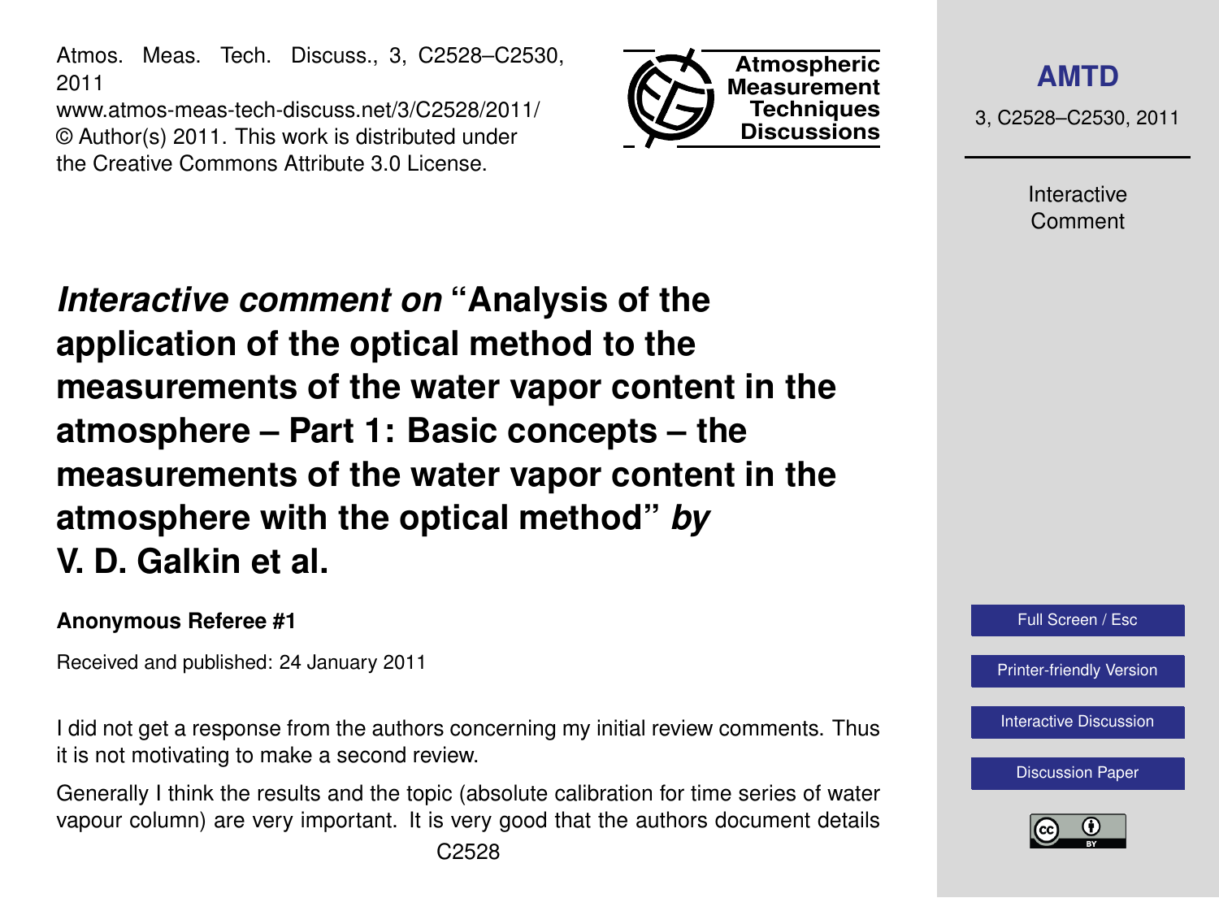# *Interactive comment on* "Analysis of the application of the optical method to the measurements of the water vapor content in the atmosphere – Part 1: Basic concepts – the measurements of the water vapor content in the atmosphere with the optical method" *by* V. D. Galkin et al.

**Anonymous Referee #1**

Received and published: 24 January 2011

I did not get a response from the authors concerning my initial review comments. Thus it is not motivating to make a second review.

Generally I think the results and the topic (absolute calibration for time series of water vapour column) are very important. It is very good that the authors document details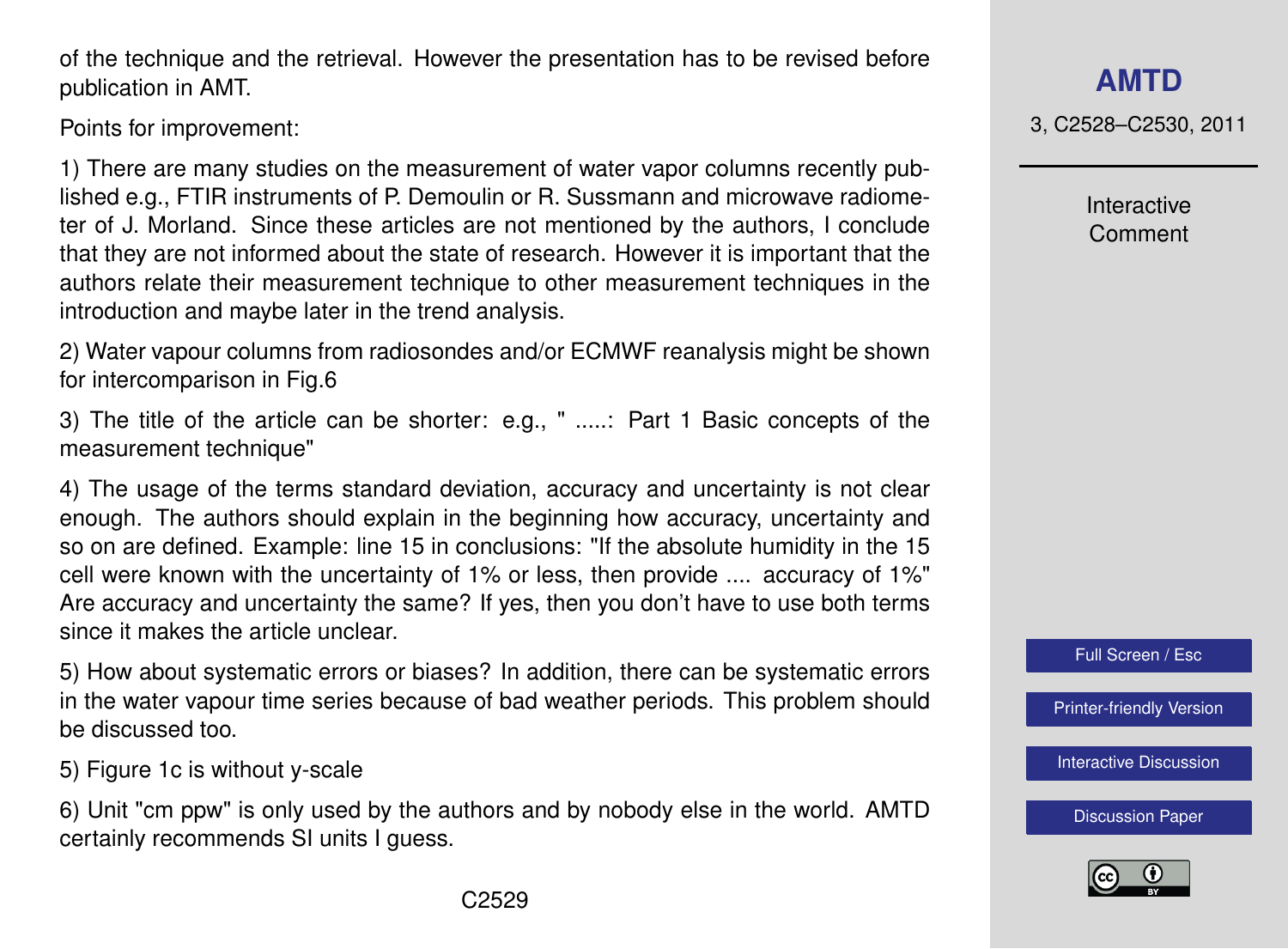of the technique and the retrieval. However the presentation has to be revised before publication in AMT.

Points for improvement:

1) There are many studies on the measurement of water vapor columns recently published e.g., FTIR instruments of P. Demoulin or R. Sussmann and microwave radiometer of J. Morland. Since these articles are not mentioned by the authors, I conclude that they are not informed about the state of research. However it is important that the authors relate their measurement technique to other measurement techniques in the introduction and maybe later in the trend analysis.

2) Water vapour columns from radiosondes and/or ECMWF reanalysis might be shown for intercomparison in Fig.6

3) The title of the article can be shorter: e.g., " .....: Part 1 Basic concepts of the measurement technique"

4) The usage of the terms standard deviation, accuracy and uncertainty is not clear enough. The authors should explain in the beginning how accuracy, uncertainty and so on are defined. Example: line 15 in conclusions: "If the absolute humidity in the cell were known with the uncertainty of 1% or less, then provide .... accuracy of 1%" Are accuracy and uncertainty the same? If yes, then you don't have to use both terms since it makes the article unclear.

5) How about systematic errors or biases? In addition, there can be systematic errors in the water vapour time series because of bad weather periods. This problem should be discussed too.

5) Figure 1c is without y-scale

6) Unit "cm ppw" is only used by the authors and by nobody else in the world. AMTD certainly recommends SI units I guess.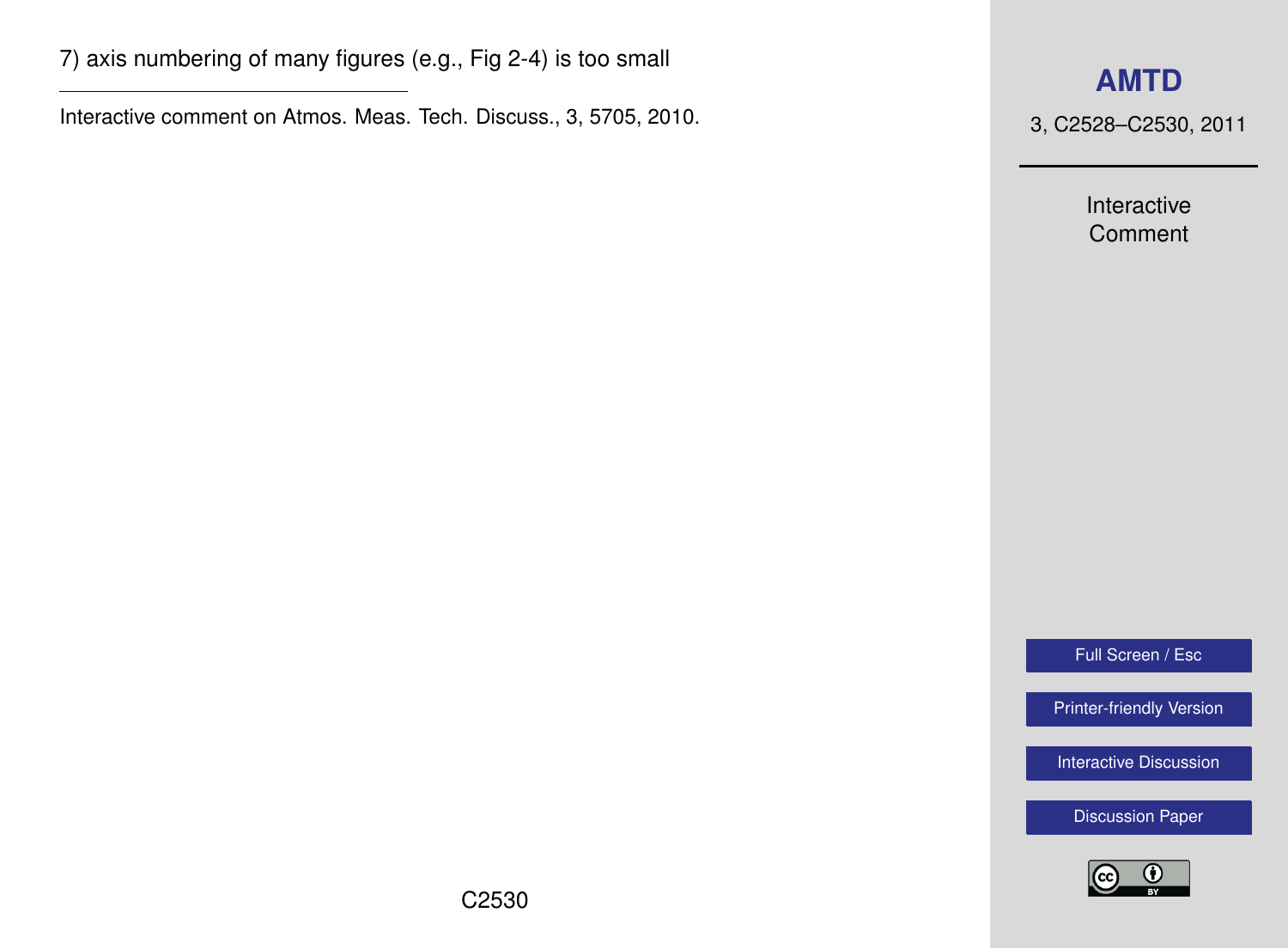7) axis numbering of many figures (e.g., Fig 2-4) is too small

---

Interactive comment on Atmos. Meas. Tech. Discuss., 3, 5705, 2010.